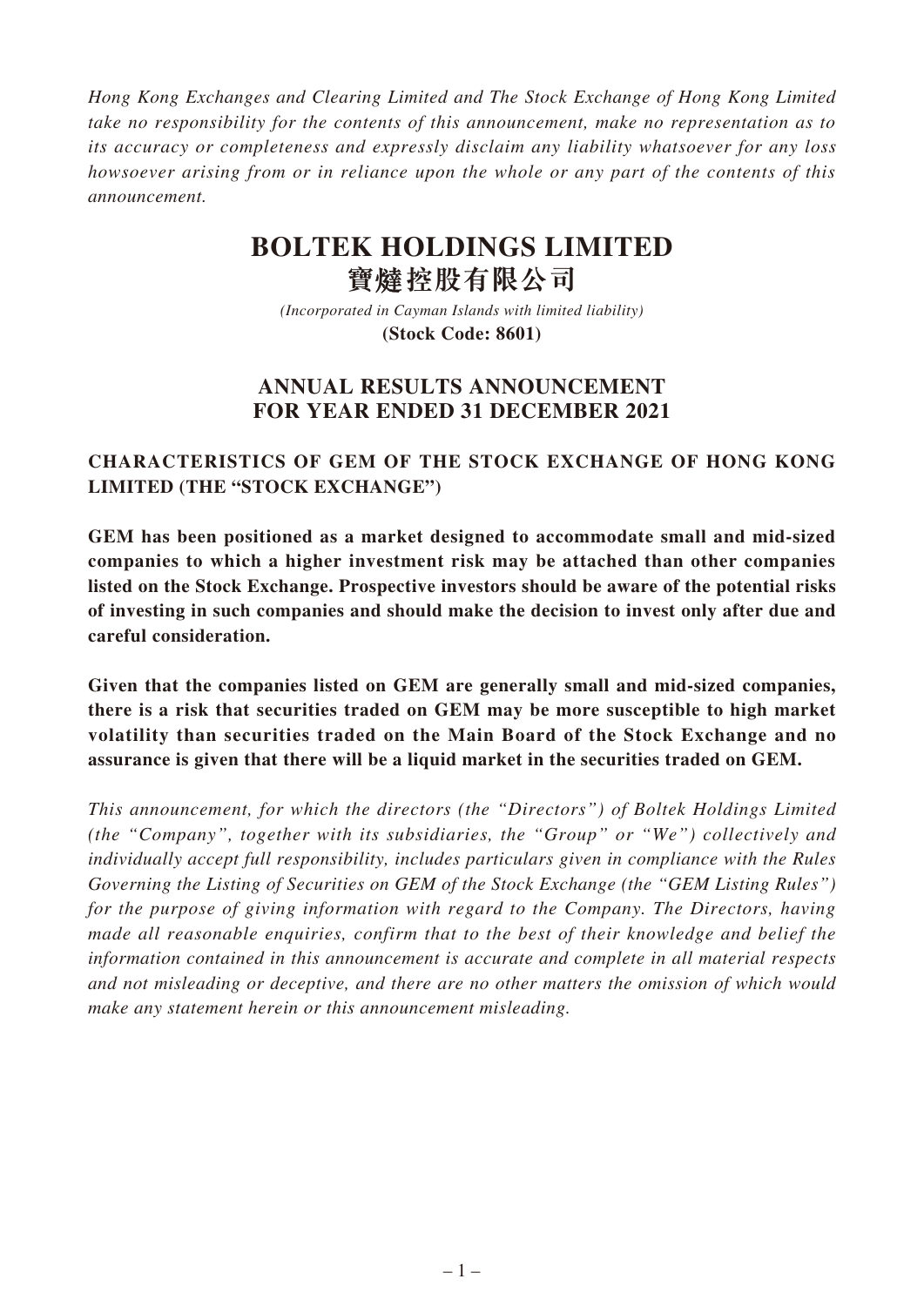*Hong Kong Exchanges and Clearing Limited and The Stock Exchange of Hong Kong Limited take no responsibility for the contents of this announcement, make no representation as to its accuracy or completeness and expressly disclaim any liability whatsoever for any loss howsoever arising from or in reliance upon the whole or any part of the contents of this announcement.*

# BOLTEK HOLDINGS LIMITED
# 寶燵控股有限公司

*(Incorporated in Cayman Islands with limited liability)*
**(Stock Code: 8601)**

## ANNUAL RESULTS ANNOUNCEMENT FOR YEAR ENDED 31 DECEMBER 2021

### CHARACTERISTICS OF GEM OF THE STOCK EXCHANGE OF HONG KONG LIMITED (THE "STOCK EXCHANGE")

**GEM has been positioned as a market designed to accommodate small and mid-sized companies to which a higher investment risk may be attached than other companies listed on the Stock Exchange. Prospective investors should be aware of the potential risks of investing in such companies and should make the decision to invest only after due and careful consideration.**

**Given that the companies listed on GEM are generally small and mid-sized companies, there is a risk that securities traded on GEM may be more susceptible to high market volatility than securities traded on the Main Board of the Stock Exchange and no assurance is given that there will be a liquid market in the securities traded on GEM.**

*This announcement, for which the directors (the "Directors") of Boltek Holdings Limited (the "Company", together with its subsidiaries, the "Group" or "We") collectively and individually accept full responsibility, includes particulars given in compliance with the Rules Governing the Listing of Securities on GEM of the Stock Exchange (the "GEM Listing Rules") for the purpose of giving information with regard to the Company. The Directors, having made all reasonable enquiries, confirm that to the best of their knowledge and belief the information contained in this announcement is accurate and complete in all material respects and not misleading or deceptive, and there are no other matters the omission of which would make any statement herein or this announcement misleading.*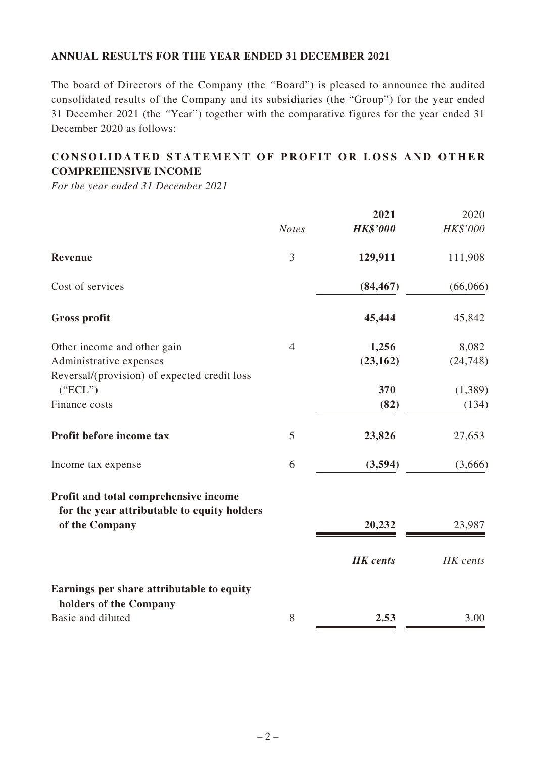## ANNUAL RESULTS FOR THE YEAR ENDED 31 DECEMBER 2021

The board of Directors of the Company (the "Board") is pleased to announce the audited consolidated results of the Company and its subsidiaries (the "Group") for the year ended 31 December 2021 (the "Year") together with the comparative figures for the year ended 31 December 2020 as follows:

## CONSOLIDATED STATEMENT OF PROFIT OR LOSS AND OTHER COMPREHENSIVE INCOME

*For the year ended 31 December 2021*

| | *Notes* | **2021** <br> ***HK$'000*** | 2020 <br> *HK$'000* |
|---|---|---|---|
| **Revenue** | 3 | **129,911** | 111,908 |
| Cost of services | | **(84,467)** | (66,066) |
| **Gross profit** | | **45,444** | 45,842 |
| Other income and other gain | 4 | **1,256** | 8,082 |
| Administrative expenses | | **(23,162)** | (24,748) |
| Reversal/(provision) of expected credit loss ("ECL") | | **370** | (1,389) |
| Finance costs | | **(82)** | (134) |
| **Profit before income tax** | 5 | **23,826** | 27,653 |
| Income tax expense | 6 | **(3,594)** | (3,666) |
| **Profit and total comprehensive income for the year attributable to equity holders of the Company** | | **20,232** | 23,987 |
| | | ***HK cents*** | *HK cents* |
| **Earnings per share attributable to equity holders of the Company** | | | |
| Basic and diluted | 8 | **2.53** | 3.00 |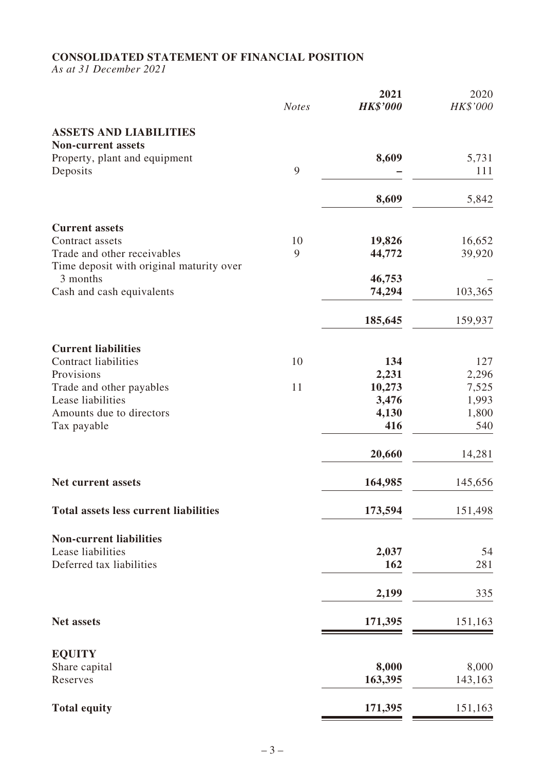## CONSOLIDATED STATEMENT OF FINANCIAL POSITION

*As at 31 December 2021*

| | Notes | 2021 HK$'000 | 2020 HK$'000 |
|---|---|---|---|
| **ASSETS AND LIABILITIES** | | | |
| **Non-current assets** | | | |
| Property, plant and equipment | | **8,609** | 5,731 |
| Deposits | 9 | **–** | 111 |
| | | **8,609** | 5,842 |
| **Current assets** | | | |
| Contract assets | 10 | **19,826** | 16,652 |
| Trade and other receivables | 9 | **44,772** | 39,920 |
| Time deposit with original maturity over 3 months | | **46,753** | – |
| Cash and cash equivalents | | **74,294** | 103,365 |
| | | **185,645** | 159,937 |
| **Current liabilities** | | | |
| Contract liabilities | 10 | **134** | 127 |
| Provisions | | **2,231** | 2,296 |
| Trade and other payables | 11 | **10,273** | 7,525 |
| Lease liabilities | | **3,476** | 1,993 |
| Amounts due to directors | | **4,130** | 1,800 |
| Tax payable | | **416** | 540 |
| | | **20,660** | 14,281 |
| **Net current assets** | | **164,985** | 145,656 |
| **Total assets less current liabilities** | | **173,594** | 151,498 |
| **Non-current liabilities** | | | |
| Lease liabilities | | **2,037** | 54 |
| Deferred tax liabilities | | **162** | 281 |
| | | **2,199** | 335 |
| **Net assets** | | **171,395** | 151,163 |
| **EQUITY** | | | |
| Share capital | | **8,000** | 8,000 |
| Reserves | | **163,395** | 143,163 |
| **Total equity** | | **171,395** | 151,163 |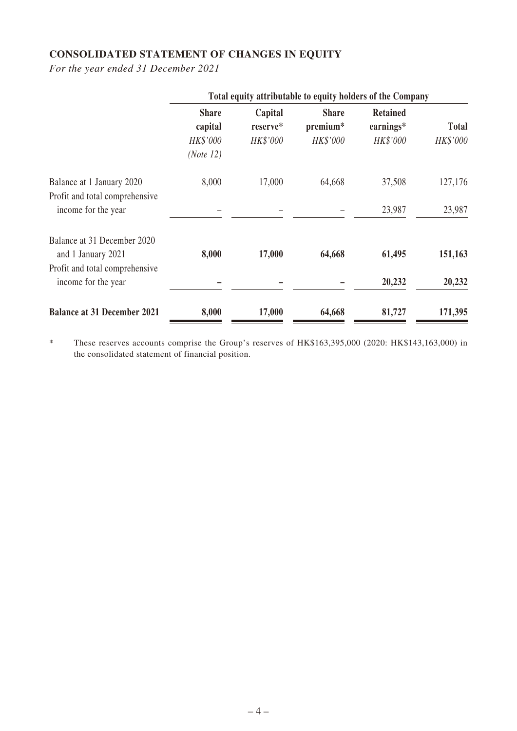## CONSOLIDATED STATEMENT OF CHANGES IN EQUITY

*For the year ended 31 December 2021*

| | Total equity attributable to equity holders of the Company | | | | |
|---|---|---|---|---|---|
| | **Share capital** *HK$'000* *(Note 12)* | **Capital reserve*** *HK$'000* | **Share premium*** *HK$'000* | **Retained earnings*** *HK$'000* | **Total** *HK$'000* |
| Balance at 1 January 2020 | 8,000 | 17,000 | 64,668 | 37,508 | 127,176 |
| Profit and total comprehensive income for the year | – | – | – | 23,987 | 23,987 |
| Balance at 31 December 2020 and 1 January 2021 | **8,000** | **17,000** | **64,668** | **61,495** | **151,163** |
| Profit and total comprehensive income for the year | **–** | **–** | **–** | **20,232** | **20,232** |
| **Balance at 31 December 2021** | **8,000** | **17,000** | **64,668** | **81,727** | **171,395** |

\* These reserves accounts comprise the Group's reserves of HK$163,395,000 (2020: HK$143,163,000) in the consolidated statement of financial position.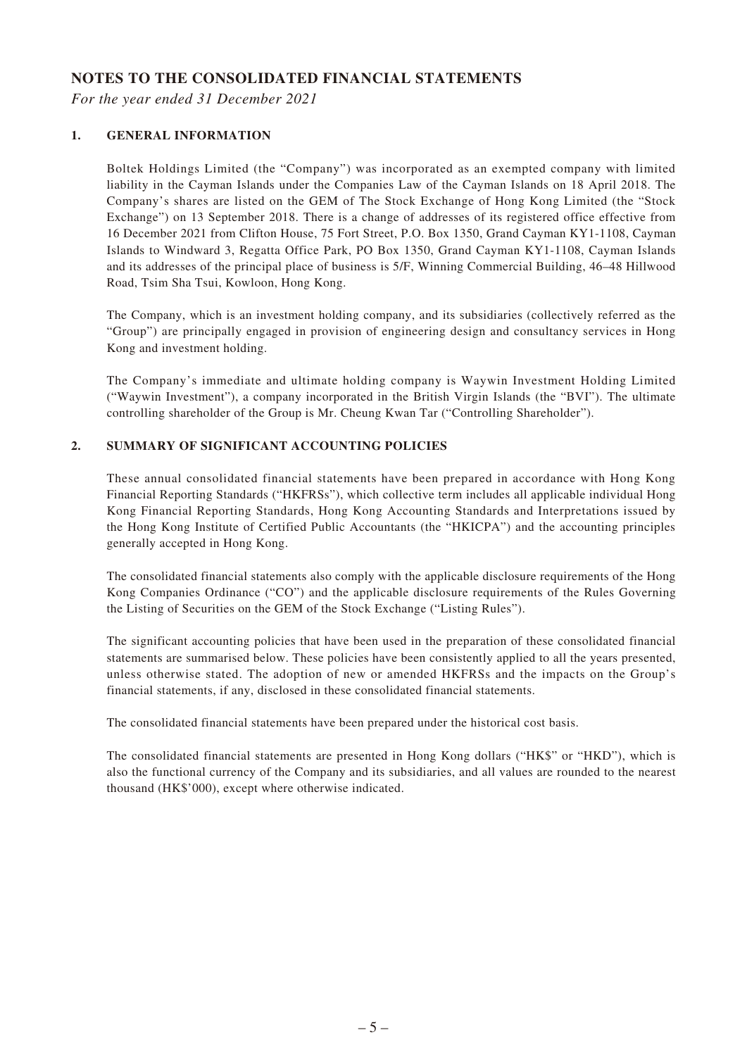## NOTES TO THE CONSOLIDATED FINANCIAL STATEMENTS

*For the year ended 31 December 2021*

### 1. GENERAL INFORMATION

Boltek Holdings Limited (the "Company") was incorporated as an exempted company with limited liability in the Cayman Islands under the Companies Law of the Cayman Islands on 18 April 2018. The Company's shares are listed on the GEM of The Stock Exchange of Hong Kong Limited (the "Stock Exchange") on 13 September 2018. There is a change of addresses of its registered office effective from 16 December 2021 from Clifton House, 75 Fort Street, P.O. Box 1350, Grand Cayman KY1-1108, Cayman Islands to Windward 3, Regatta Office Park, PO Box 1350, Grand Cayman KY1-1108, Cayman Islands and its addresses of the principal place of business is 5/F, Winning Commercial Building, 46–48 Hillwood Road, Tsim Sha Tsui, Kowloon, Hong Kong.

The Company, which is an investment holding company, and its subsidiaries (collectively referred as the "Group") are principally engaged in provision of engineering design and consultancy services in Hong Kong and investment holding.

The Company's immediate and ultimate holding company is Waywin Investment Holding Limited ("Waywin Investment"), a company incorporated in the British Virgin Islands (the "BVI"). The ultimate controlling shareholder of the Group is Mr. Cheung Kwan Tar ("Controlling Shareholder").

### 2. SUMMARY OF SIGNIFICANT ACCOUNTING POLICIES

These annual consolidated financial statements have been prepared in accordance with Hong Kong Financial Reporting Standards ("HKFRSs"), which collective term includes all applicable individual Hong Kong Financial Reporting Standards, Hong Kong Accounting Standards and Interpretations issued by the Hong Kong Institute of Certified Public Accountants (the "HKICPA") and the accounting principles generally accepted in Hong Kong.

The consolidated financial statements also comply with the applicable disclosure requirements of the Hong Kong Companies Ordinance ("CO") and the applicable disclosure requirements of the Rules Governing the Listing of Securities on the GEM of the Stock Exchange ("Listing Rules").

The significant accounting policies that have been used in the preparation of these consolidated financial statements are summarised below. These policies have been consistently applied to all the years presented, unless otherwise stated. The adoption of new or amended HKFRSs and the impacts on the Group's financial statements, if any, disclosed in these consolidated financial statements.

The consolidated financial statements have been prepared under the historical cost basis.

The consolidated financial statements are presented in Hong Kong dollars ("HK$" or "HKD"), which is also the functional currency of the Company and its subsidiaries, and all values are rounded to the nearest thousand (HK$'000), except where otherwise indicated.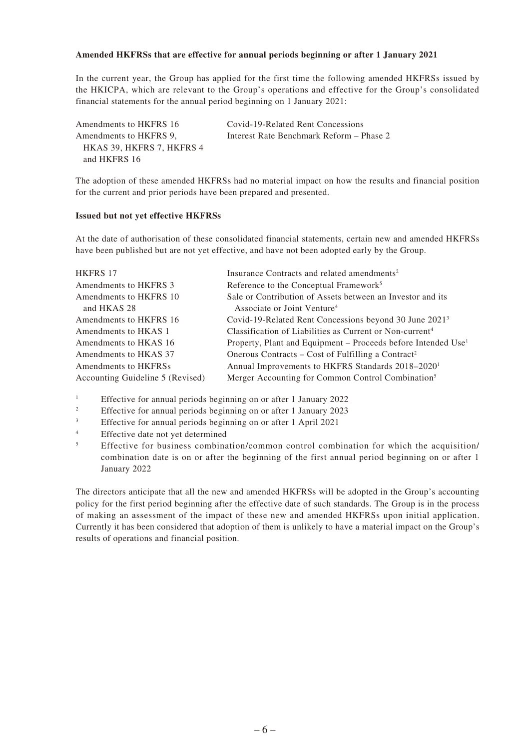**Amended HKFRSs that are effective for annual periods beginning or after 1 January 2021**

In the current year, the Group has applied for the first time the following amended HKFRSs issued by the HKICPA, which are relevant to the Group's operations and effective for the Group's consolidated financial statements for the annual period beginning on 1 January 2021:

| | |
|---|---|
| Amendments to HKFRS 16 | Covid-19-Related Rent Concessions |
| Amendments to HKFRS 9, HKAS 39, HKFRS 7, HKFRS 4 and HKFRS 16 | Interest Rate Benchmark Reform – Phase 2 |

The adoption of these amended HKFRSs had no material impact on how the results and financial position for the current and prior periods have been prepared and presented.

**Issued but not yet effective HKFRSs**

At the date of authorisation of these consolidated financial statements, certain new and amended HKFRSs have been published but are not yet effective, and have not been adopted early by the Group.

| | |
|---|---|
| HKFRS 17 | Insurance Contracts and related amendments[2] |
| Amendments to HKFRS 3 | Reference to the Conceptual Framework[5] |
| Amendments to HKFRS 10 and HKAS 28 | Sale or Contribution of Assets between an Investor and its Associate or Joint Venture[4] |
| Amendments to HKFRS 16 | Covid-19-Related Rent Concessions beyond 30 June 2021[3] |
| Amendments to HKAS 1 | Classification of Liabilities as Current or Non-current[4] |
| Amendments to HKAS 16 | Property, Plant and Equipment – Proceeds before Intended Use[1] |
| Amendments to HKAS 37 | Onerous Contracts – Cost of Fulfilling a Contract[2] |
| Amendments to HKFRSs | Annual Improvements to HKFRS Standards 2018–2020[1] |
| Accounting Guideline 5 (Revised) | Merger Accounting for Common Control Combination[5] |

[1] Effective for annual periods beginning on or after 1 January 2022
[2] Effective for annual periods beginning on or after 1 January 2023
[3] Effective for annual periods beginning on or after 1 April 2021
[4] Effective date not yet determined
[5] Effective for business combination/common control combination for which the acquisition/combination date is on or after the beginning of the first annual period beginning on or after 1 January 2022

The directors anticipate that all the new and amended HKFRSs will be adopted in the Group's accounting policy for the first period beginning after the effective date of such standards. The Group is in the process of making an assessment of the impact of these new and amended HKFRSs upon initial application. Currently it has been considered that adoption of them is unlikely to have a material impact on the Group's results of operations and financial position.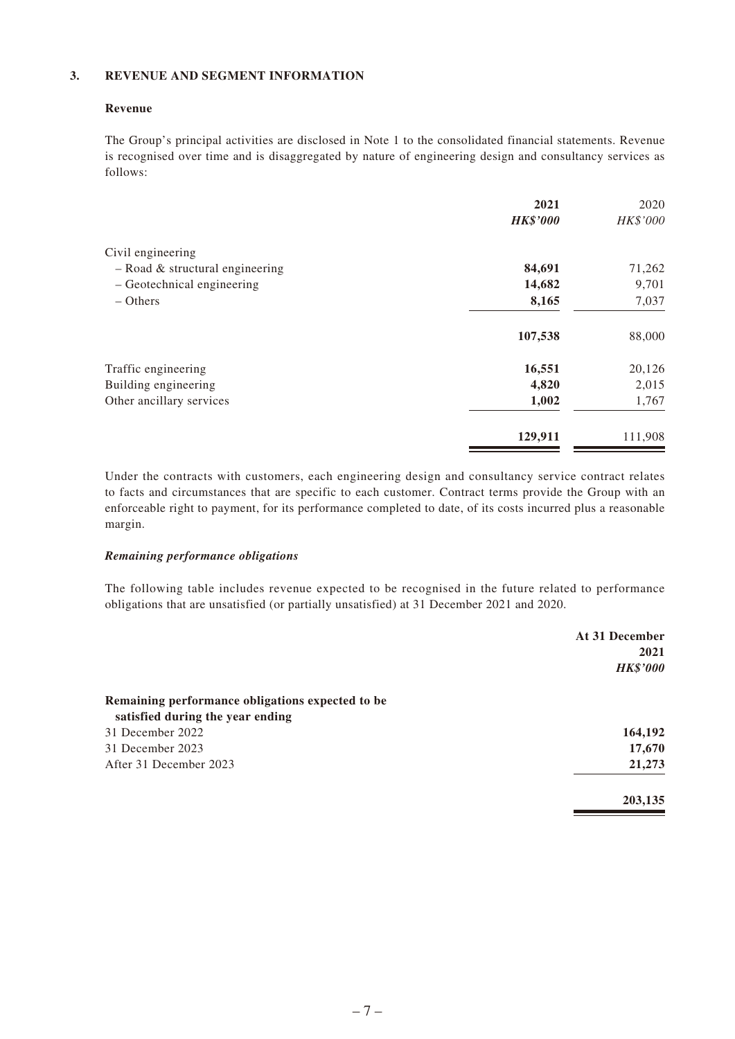## 3. REVENUE AND SEGMENT INFORMATION

### Revenue

The Group's principal activities are disclosed in Note 1 to the consolidated financial statements. Revenue is recognised over time and is disaggregated by nature of engineering design and consultancy services as follows:

| | **2021** | 2020 |
|---|---|---|
| | ***HK$'000*** | *HK$'000* |
| Civil engineering | | |
| – Road & structural engineering | **84,691** | 71,262 |
| – Geotechnical engineering | **14,682** | 9,701 |
| – Others | **8,165** | 7,037 |
| | **107,538** | 88,000 |
| Traffic engineering | **16,551** | 20,126 |
| Building engineering | **4,820** | 2,015 |
| Other ancillary services | **1,002** | 1,767 |
| | **129,911** | 111,908 |

Under the contracts with customers, each engineering design and consultancy service contract relates to facts and circumstances that are specific to each customer. Contract terms provide the Group with an enforceable right to payment, for its performance completed to date, of its costs incurred plus a reasonable margin.

#### *Remaining performance obligations*

The following table includes revenue expected to be recognised in the future related to performance obligations that are unsatisfied (or partially unsatisfied) at 31 December 2021 and 2020.

| | **At 31 December 2021** |
|---|---|
| | ***HK$'000*** |
| **Remaining performance obligations expected to be satisfied during the year ending** | |
| 31 December 2022 | **164,192** |
| 31 December 2023 | **17,670** |
| After 31 December 2023 | **21,273** |
| | **203,135** |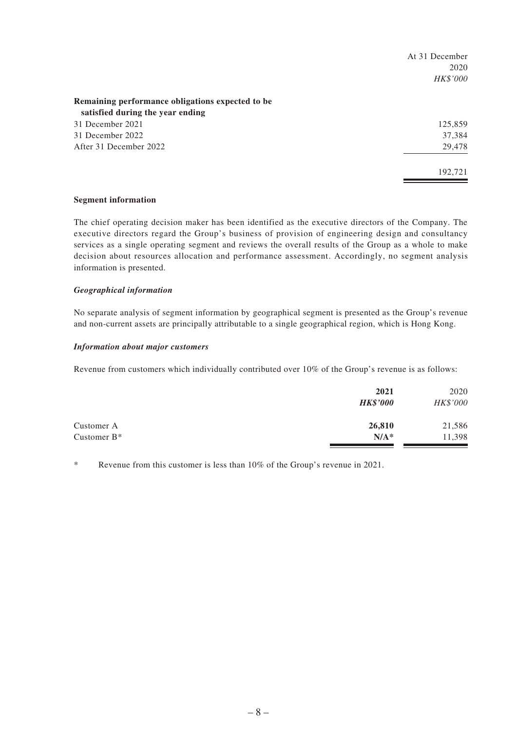| | At 31 December 2020 *HK$'000* |
|---|---|
| **Remaining performance obligations expected to be satisfied during the year ending** | |
| 31 December 2021 | 125,859 |
| 31 December 2022 | 37,384 |
| After 31 December 2022 | 29,478 |
| | 192,721 |

**Segment information**

The chief operating decision maker has been identified as the executive directors of the Company. The executive directors regard the Group's business of provision of engineering design and consultancy services as a single operating segment and reviews the overall results of the Group as a whole to make decision about resources allocation and performance assessment. Accordingly, no segment analysis information is presented.

***Geographical information***

No separate analysis of segment information by geographical segment is presented as the Group's revenue and non-current assets are principally attributable to a single geographical region, which is Hong Kong.

***Information about major customers***

Revenue from customers which individually contributed over 10% of the Group's revenue is as follows:

| | **2021** ***HK$'000*** | 2020 *HK$'000* |
|---|---|---|
| Customer A | **26,810** | 21,586 |
| Customer B* | **N/A*** | 11,398 |

\* Revenue from this customer is less than 10% of the Group's revenue in 2021.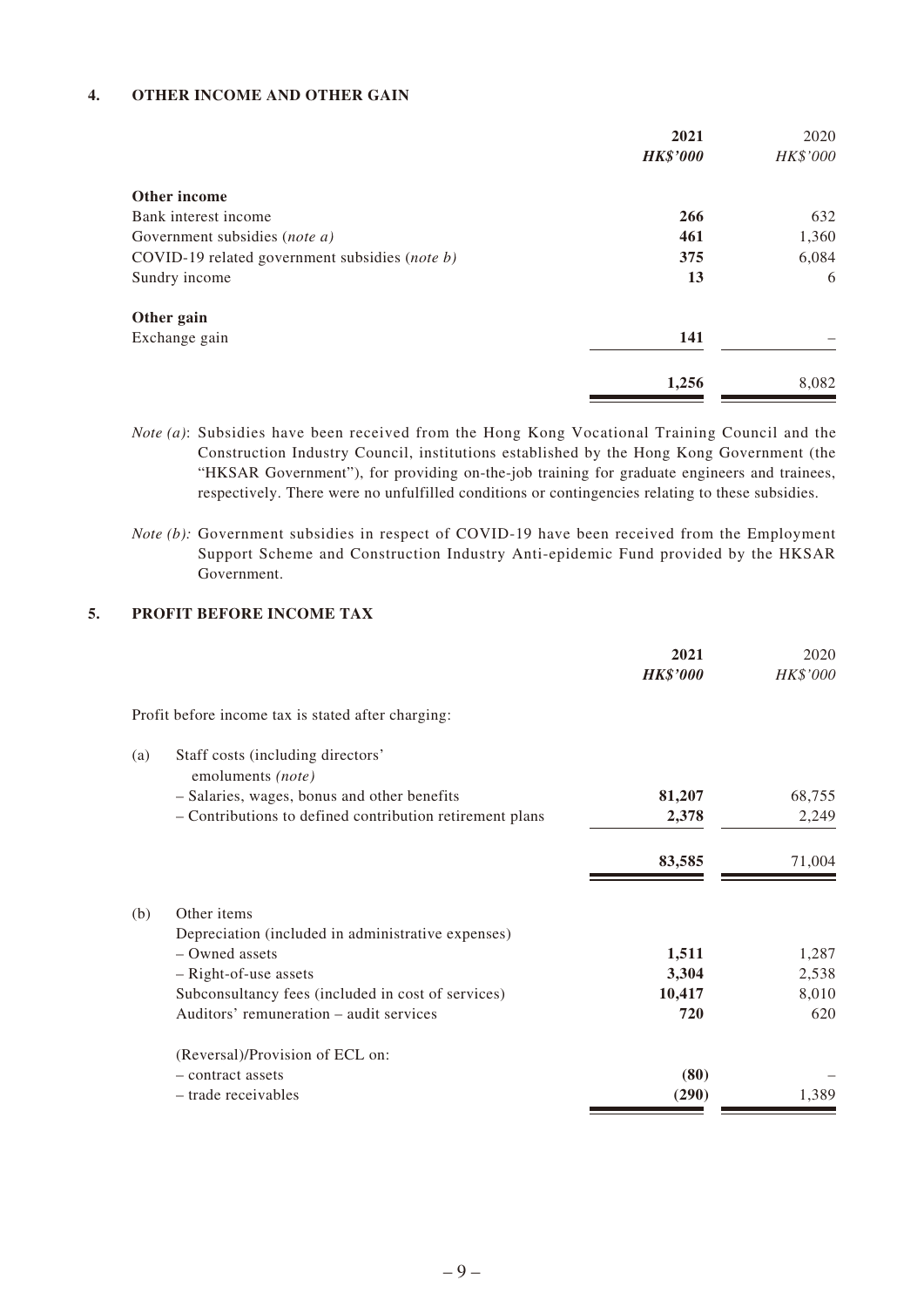## 4. OTHER INCOME AND OTHER GAIN

| | 2021 | 2020 |
|---|---|---|
| | ***HK$'000*** | *HK$'000* |
| **Other income** | | |
| Bank interest income | **266** | 632 |
| Government subsidies (*note a*) | **461** | 1,360 |
| COVID-19 related government subsidies (*note b*) | **375** | 6,084 |
| Sundry income | **13** | 6 |
| **Other gain** | | |
| Exchange gain | **141** | – |
| | **1,256** | 8,082 |

*Note (a)*: Subsidies have been received from the Hong Kong Vocational Training Council and the Construction Industry Council, institutions established by the Hong Kong Government (the "HKSAR Government"), for providing on-the-job training for graduate engineers and trainees, respectively. There were no unfulfilled conditions or contingencies relating to these subsidies.

*Note (b):* Government subsidies in respect of COVID-19 have been received from the Employment Support Scheme and Construction Industry Anti-epidemic Fund provided by the HKSAR Government.

## 5. PROFIT BEFORE INCOME TAX

| | | 2021 | 2020 |
|---|---|---|---|
| | | ***HK$'000*** | *HK$'000* |
| | Profit before income tax is stated after charging: | | |
| (a) | Staff costs (including directors' emoluments *(note)* | | |
| | – Salaries, wages, bonus and other benefits | **81,207** | 68,755 |
| | – Contributions to defined contribution retirement plans | **2,378** | 2,249 |
| | | **83,585** | 71,004 |
| (b) | Other items | | |
| | Depreciation (included in administrative expenses) | | |
| | – Owned assets | **1,511** | 1,287 |
| | – Right-of-use assets | **3,304** | 2,538 |
| | Subconsultancy fees (included in cost of services) | **10,417** | 8,010 |
| | Auditors' remuneration – audit services | **720** | 620 |
| | (Reversal)/Provision of ECL on: | | |
| | – contract assets | **(80)** | – |
| | – trade receivables | **(290)** | 1,389 |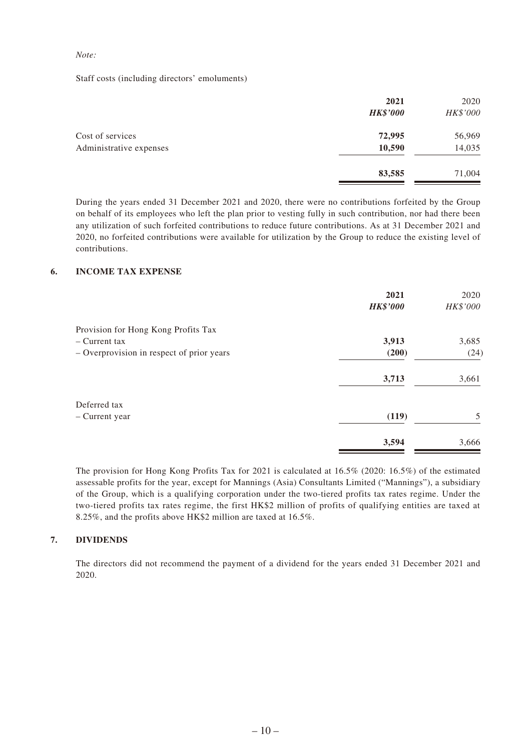*Note:*

Staff costs (including directors' emoluments)

| | **2021** | 2020 |
|---|---|---|
| | ***HK$'000*** | *HK$'000* |
| Cost of services | **72,995** | 56,969 |
| Administrative expenses | **10,590** | 14,035 |
| | **83,585** | 71,004 |

During the years ended 31 December 2021 and 2020, there were no contributions forfeited by the Group on behalf of its employees who left the plan prior to vesting fully in such contribution, nor had there been any utilization of such forfeited contributions to reduce future contributions. As at 31 December 2021 and 2020, no forfeited contributions were available for utilization by the Group to reduce the existing level of contributions.

## 6. INCOME TAX EXPENSE

| | **2021** | 2020 |
|---|---|---|
| | ***HK$'000*** | *HK$'000* |
| Provision for Hong Kong Profits Tax | | |
| – Current tax | **3,913** | 3,685 |
| – Overprovision in respect of prior years | **(200)** | (24) |
| | **3,713** | 3,661 |
| Deferred tax | | |
| – Current year | **(119)** | 5 |
| | **3,594** | 3,666 |

The provision for Hong Kong Profits Tax for 2021 is calculated at 16.5% (2020: 16.5%) of the estimated assessable profits for the year, except for Mannings (Asia) Consultants Limited ("Mannings"), a subsidiary of the Group, which is a qualifying corporation under the two-tiered profits tax rates regime. Under the two-tiered profits tax rates regime, the first HK$2 million of profits of qualifying entities are taxed at 8.25%, and the profits above HK$2 million are taxed at 16.5%.

## 7. DIVIDENDS

The directors did not recommend the payment of a dividend for the years ended 31 December 2021 and 2020.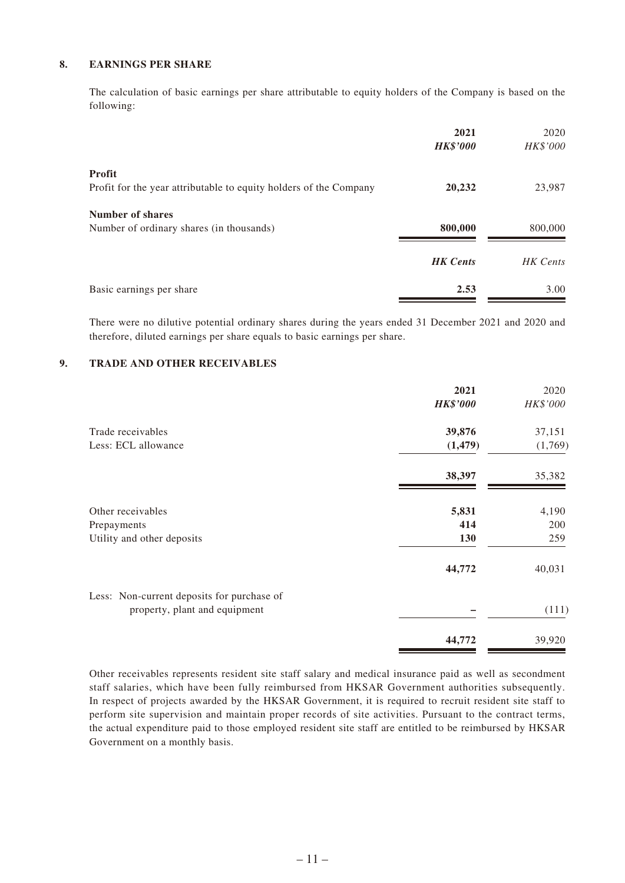## 8. EARNINGS PER SHARE

The calculation of basic earnings per share attributable to equity holders of the Company is based on the following:

| | 2021 | 2020 |
|---|---|---|
| | ***HK$'000*** | *HK$'000* |
| **Profit** | | |
| Profit for the year attributable to equity holders of the Company | **20,232** | 23,987 |
| **Number of shares** | | |
| Number of ordinary shares (in thousands) | **800,000** | 800,000 |
| | ***HK Cents*** | *HK Cents* |
| Basic earnings per share | **2.53** | 3.00 |

There were no dilutive potential ordinary shares during the years ended 31 December 2021 and 2020 and therefore, diluted earnings per share equals to basic earnings per share.

## 9. TRADE AND OTHER RECEIVABLES

| | 2021 | 2020 |
|---|---|---|
| | ***HK$'000*** | *HK$'000* |
| Trade receivables | **39,876** | 37,151 |
| Less: ECL allowance | **(1,479)** | (1,769) |
| | **38,397** | 35,382 |
| Other receivables | **5,831** | 4,190 |
| Prepayments | **414** | 200 |
| Utility and other deposits | **130** | 259 |
| | **44,772** | 40,031 |
| Less: Non-current deposits for purchase of property, plant and equipment | **–** | (111) |
| | **44,772** | 39,920 |

Other receivables represents resident site staff salary and medical insurance paid as well as secondment staff salaries, which have been fully reimbursed from HKSAR Government authorities subsequently. In respect of projects awarded by the HKSAR Government, it is required to recruit resident site staff to perform site supervision and maintain proper records of site activities. Pursuant to the contract terms, the actual expenditure paid to those employed resident site staff are entitled to be reimbursed by HKSAR Government on a monthly basis.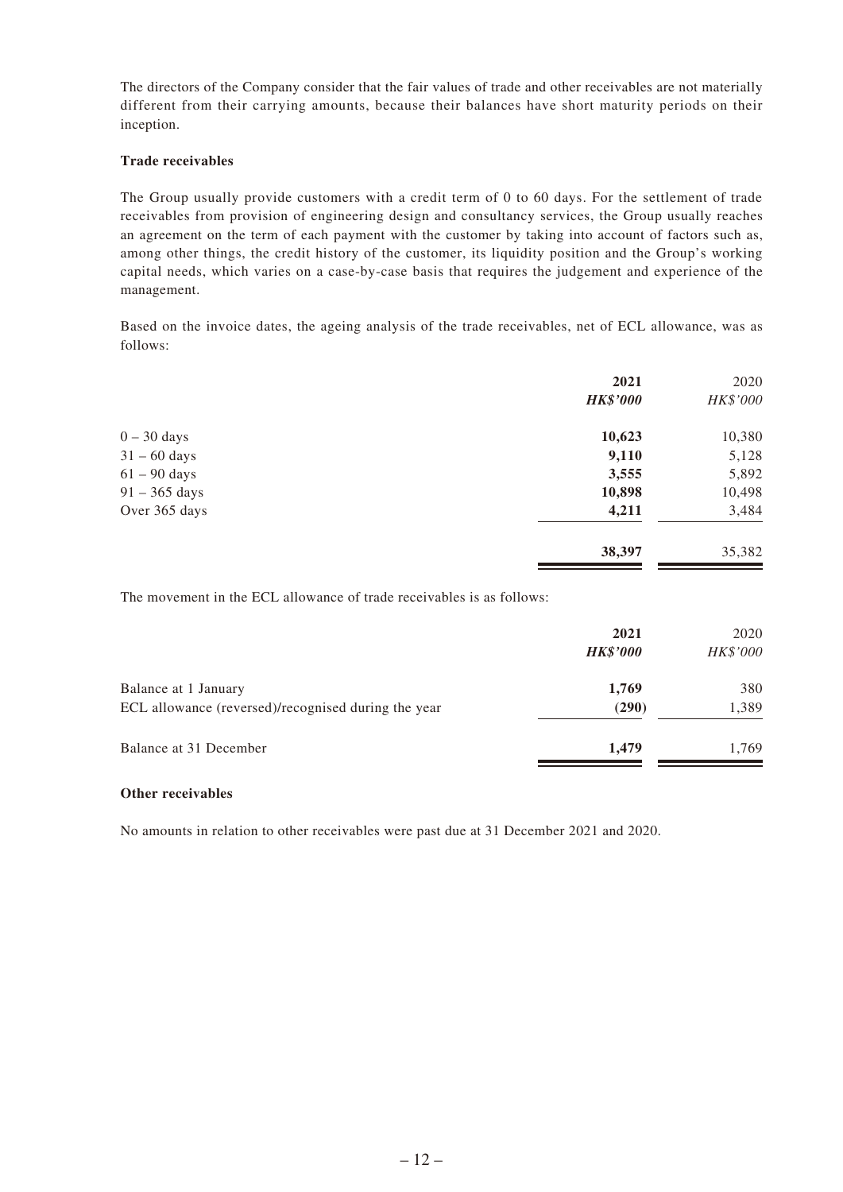The directors of the Company consider that the fair values of trade and other receivables are not materially different from their carrying amounts, because their balances have short maturity periods on their inception.

**Trade receivables**

The Group usually provide customers with a credit term of 0 to 60 days. For the settlement of trade receivables from provision of engineering design and consultancy services, the Group usually reaches an agreement on the term of each payment with the customer by taking into account of factors such as, among other things, the credit history of the customer, its liquidity position and the Group's working capital needs, which varies on a case-by-case basis that requires the judgement and experience of the management.

Based on the invoice dates, the ageing analysis of the trade receivables, net of ECL allowance, was as follows:

| | **2021** | 2020 |
|---|---|---|
| | ***HK$'000*** | *HK$'000* |
| 0 – 30 days | **10,623** | 10,380 |
| 31 – 60 days | **9,110** | 5,128 |
| 61 – 90 days | **3,555** | 5,892 |
| 91 – 365 days | **10,898** | 10,498 |
| Over 365 days | **4,211** | 3,484 |
| | **38,397** | 35,382 |

The movement in the ECL allowance of trade receivables is as follows:

| | **2021** | 2020 |
|---|---|---|
| | ***HK$'000*** | *HK$'000* |
| Balance at 1 January | **1,769** | 380 |
| ECL allowance (reversed)/recognised during the year | **(290)** | 1,389 |
| Balance at 31 December | **1,479** | 1,769 |

**Other receivables**

No amounts in relation to other receivables were past due at 31 December 2021 and 2020.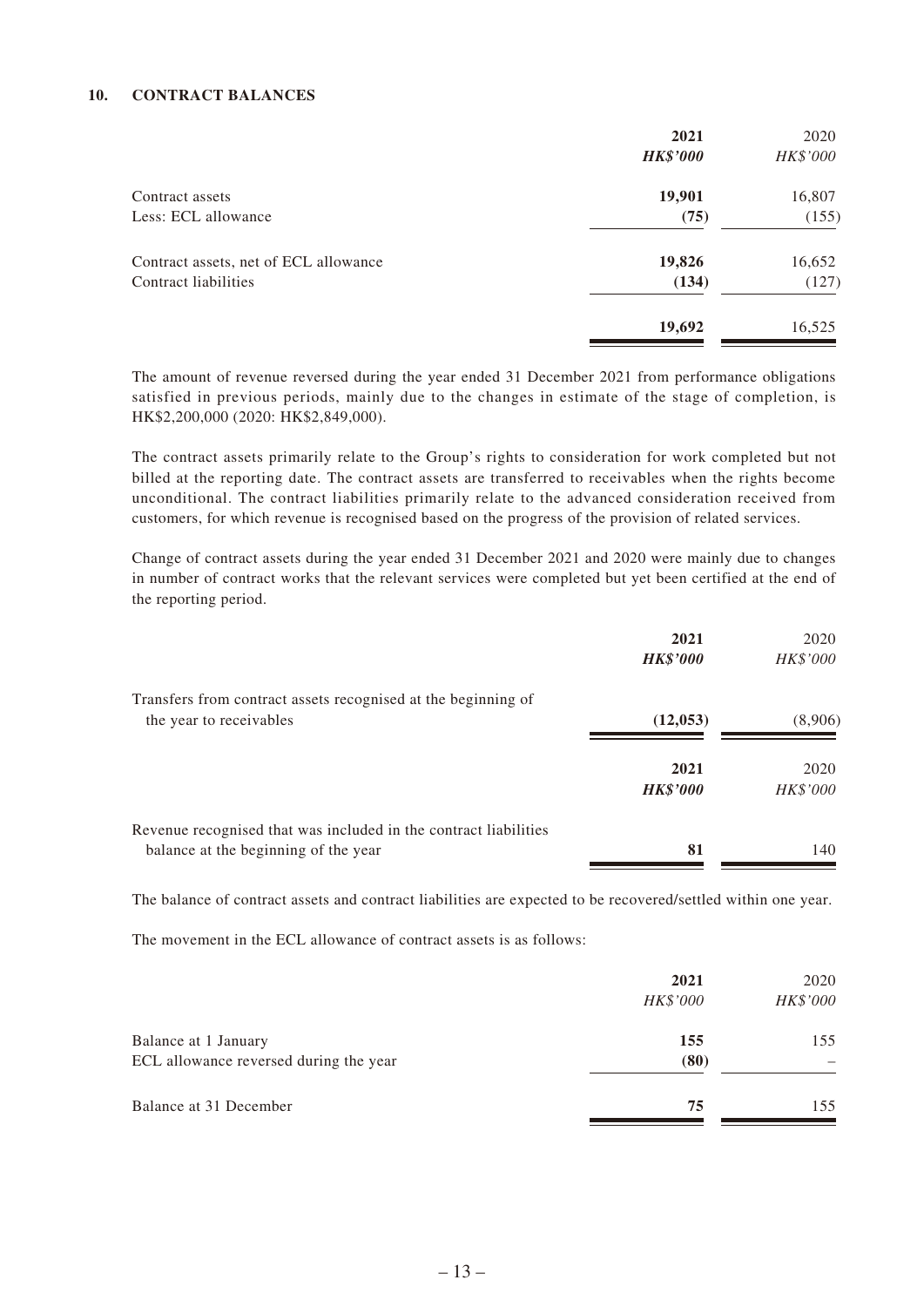## 10. CONTRACT BALANCES

| | 2021 | 2020 |
|---|---|---|
| | ***HK$'000*** | *HK$'000* |
| Contract assets | **19,901** | 16,807 |
| Less: ECL allowance | **(75)** | (155) |
| Contract assets, net of ECL allowance | **19,826** | 16,652 |
| Contract liabilities | **(134)** | (127) |
| | **19,692** | 16,525 |

The amount of revenue reversed during the year ended 31 December 2021 from performance obligations satisfied in previous periods, mainly due to the changes in estimate of the stage of completion, is HK$2,200,000 (2020: HK$2,849,000).

The contract assets primarily relate to the Group's rights to consideration for work completed but not billed at the reporting date. The contract assets are transferred to receivables when the rights become unconditional. The contract liabilities primarily relate to the advanced consideration received from customers, for which revenue is recognised based on the progress of the provision of related services.

Change of contract assets during the year ended 31 December 2021 and 2020 were mainly due to changes in number of contract works that the relevant services were completed but yet been certified at the end of the reporting period.

| | 2021 | 2020 |
|---|---|---|
| | ***HK$'000*** | *HK$'000* |
| Transfers from contract assets recognised at the beginning of the year to receivables | **(12,053)** | (8,906) |

| | 2021 | 2020 |
|---|---|---|
| | ***HK$'000*** | *HK$'000* |
| Revenue recognised that was included in the contract liabilities balance at the beginning of the year | **81** | 140 |

The balance of contract assets and contract liabilities are expected to be recovered/settled within one year.

The movement in the ECL allowance of contract assets is as follows:

| | 2021 | 2020 |
|---|---|---|
| | *HK$'000* | *HK$'000* |
| Balance at 1 January | **155** | 155 |
| ECL allowance reversed during the year | **(80)** | – |
| Balance at 31 December | **75** | 155 |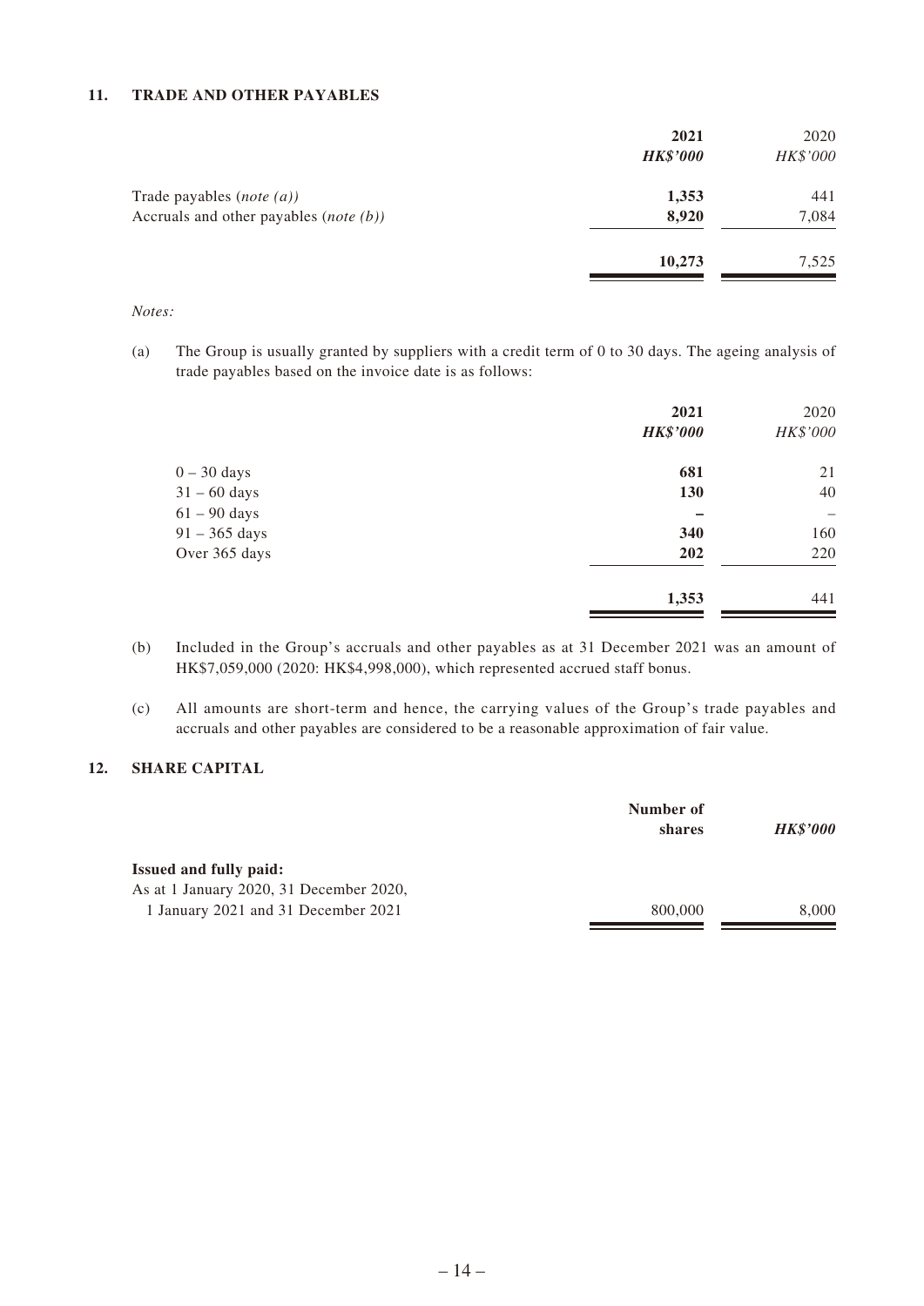## 11. TRADE AND OTHER PAYABLES

| | 2021 | 2020 |
|---|---|---|
| | ***HK$'000*** | *HK$'000* |
| Trade payables (*note (a)*) | **1,353** | 441 |
| Accruals and other payables (*note (b)*) | **8,920** | 7,084 |
| | **10,273** | 7,525 |

*Notes:*

(a) The Group is usually granted by suppliers with a credit term of 0 to 30 days. The ageing analysis of trade payables based on the invoice date is as follows:

| | 2021 | 2020 |
|---|---|---|
| | ***HK$'000*** | *HK$'000* |
| 0 – 30 days | **681** | 21 |
| 31 – 60 days | **130** | 40 |
| 61 – 90 days | **–** | – |
| 91 – 365 days | **340** | 160 |
| Over 365 days | **202** | 220 |
| | **1,353** | 441 |

(b) Included in the Group's accruals and other payables as at 31 December 2021 was an amount of HK$7,059,000 (2020: HK$4,998,000), which represented accrued staff bonus.

(c) All amounts are short-term and hence, the carrying values of the Group's trade payables and accruals and other payables are considered to be a reasonable approximation of fair value.

## 12. SHARE CAPITAL

| | Number of shares | *HK$'000* |
|---|---|---|
| **Issued and fully paid:** | | |
| As at 1 January 2020, 31 December 2020, 1 January 2021 and 31 December 2021 | 800,000 | 8,000 |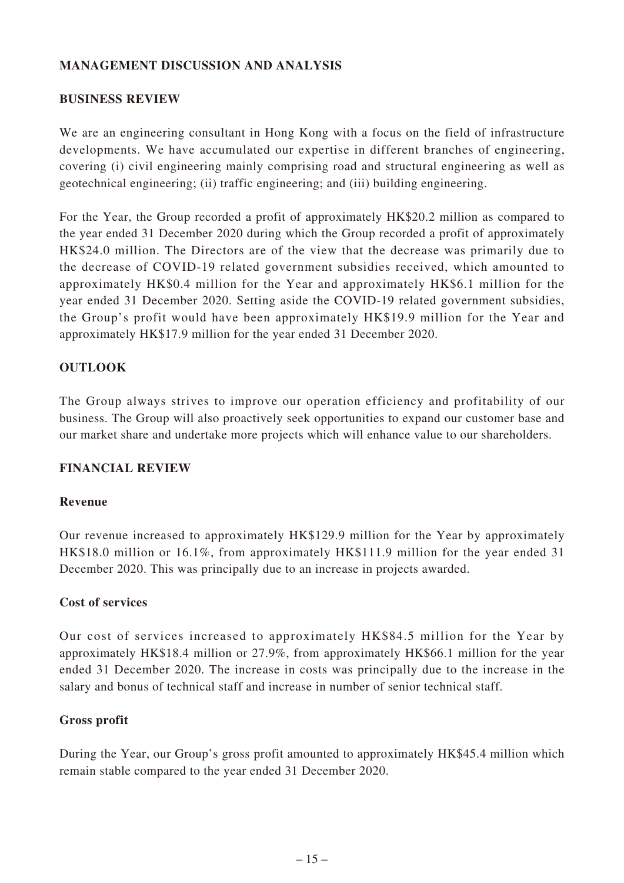## MANAGEMENT DISCUSSION AND ANALYSIS

### BUSINESS REVIEW

We are an engineering consultant in Hong Kong with a focus on the field of infrastructure developments. We have accumulated our expertise in different branches of engineering, covering (i) civil engineering mainly comprising road and structural engineering as well as geotechnical engineering; (ii) traffic engineering; and (iii) building engineering.

For the Year, the Group recorded a profit of approximately HK$20.2 million as compared to the year ended 31 December 2020 during which the Group recorded a profit of approximately HK$24.0 million. The Directors are of the view that the decrease was primarily due to the decrease of COVID-19 related government subsidies received, which amounted to approximately HK$0.4 million for the Year and approximately HK$6.1 million for the year ended 31 December 2020. Setting aside the COVID-19 related government subsidies, the Group's profit would have been approximately HK$19.9 million for the Year and approximately HK$17.9 million for the year ended 31 December 2020.

### OUTLOOK

The Group always strives to improve our operation efficiency and profitability of our business. The Group will also proactively seek opportunities to expand our customer base and our market share and undertake more projects which will enhance value to our shareholders.

### FINANCIAL REVIEW

#### Revenue

Our revenue increased to approximately HK$129.9 million for the Year by approximately HK$18.0 million or 16.1%, from approximately HK$111.9 million for the year ended 31 December 2020. This was principally due to an increase in projects awarded.

#### Cost of services

Our cost of services increased to approximately HK$84.5 million for the Year by approximately HK$18.4 million or 27.9%, from approximately HK$66.1 million for the year ended 31 December 2020. The increase in costs was principally due to the increase in the salary and bonus of technical staff and increase in number of senior technical staff.

#### Gross profit

During the Year, our Group's gross profit amounted to approximately HK$45.4 million which remain stable compared to the year ended 31 December 2020.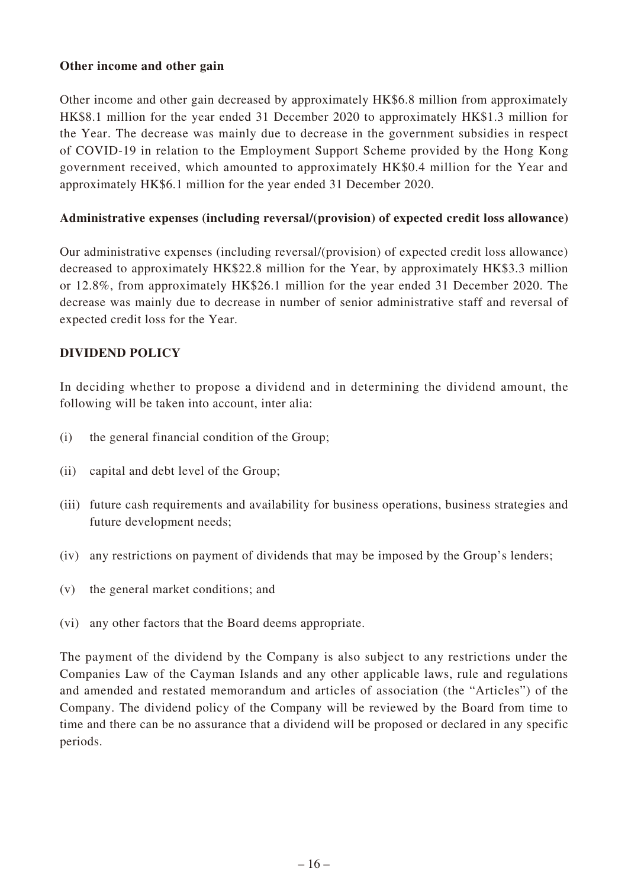**Other income and other gain**

Other income and other gain decreased by approximately HK$6.8 million from approximately HK$8.1 million for the year ended 31 December 2020 to approximately HK$1.3 million for the Year. The decrease was mainly due to decrease in the government subsidies in respect of COVID-19 in relation to the Employment Support Scheme provided by the Hong Kong government received, which amounted to approximately HK$0.4 million for the Year and approximately HK$6.1 million for the year ended 31 December 2020.

**Administrative expenses (including reversal/(provision) of expected credit loss allowance)**

Our administrative expenses (including reversal/(provision) of expected credit loss allowance) decreased to approximately HK$22.8 million for the Year, by approximately HK$3.3 million or 12.8%, from approximately HK$26.1 million for the year ended 31 December 2020. The decrease was mainly due to decrease in number of senior administrative staff and reversal of expected credit loss for the Year.

## DIVIDEND POLICY

In deciding whether to propose a dividend and in determining the dividend amount, the following will be taken into account, inter alia:

(i) the general financial condition of the Group;

(ii) capital and debt level of the Group;

(iii) future cash requirements and availability for business operations, business strategies and future development needs;

(iv) any restrictions on payment of dividends that may be imposed by the Group's lenders;

(v) the general market conditions; and

(vi) any other factors that the Board deems appropriate.

The payment of the dividend by the Company is also subject to any restrictions under the Companies Law of the Cayman Islands and any other applicable laws, rule and regulations and amended and restated memorandum and articles of association (the "Articles") of the Company. The dividend policy of the Company will be reviewed by the Board from time to time and there can be no assurance that a dividend will be proposed or declared in any specific periods.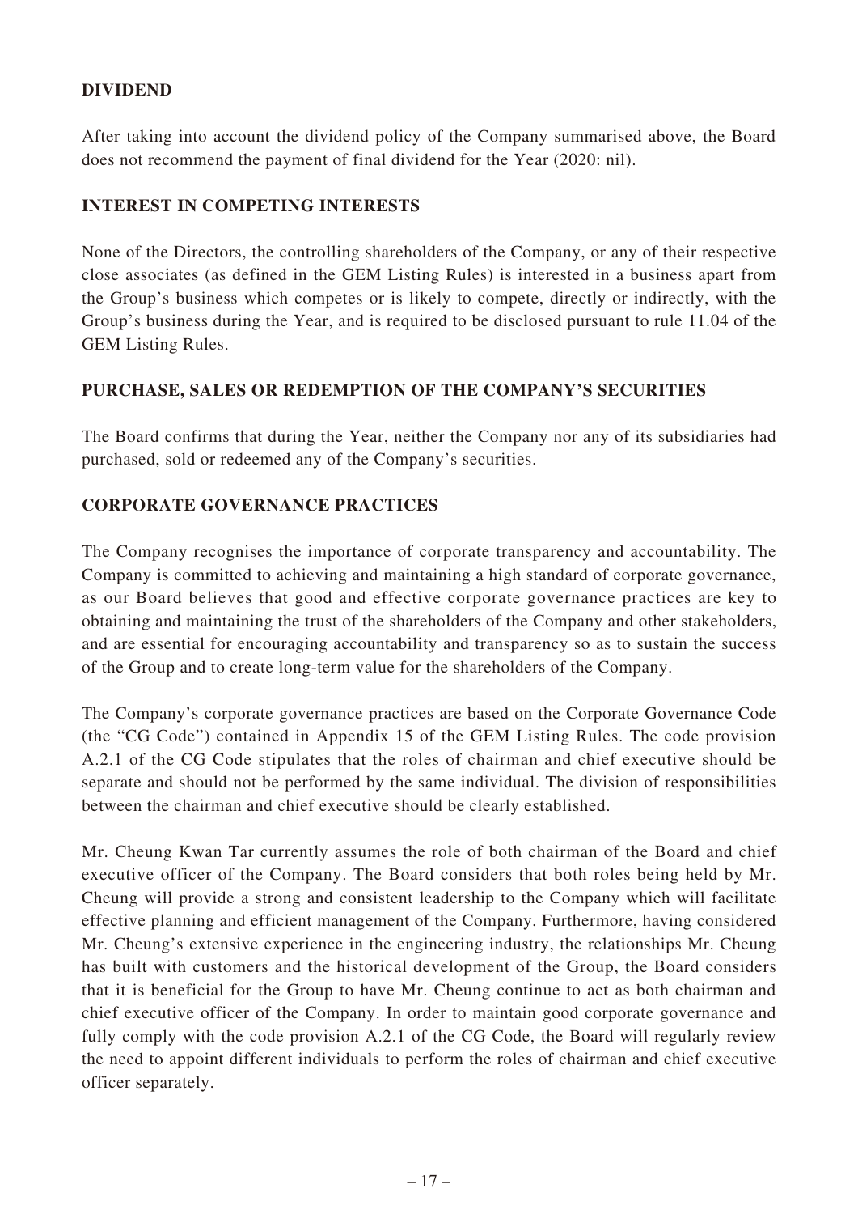## DIVIDEND

After taking into account the dividend policy of the Company summarised above, the Board does not recommend the payment of final dividend for the Year (2020: nil).

## INTEREST IN COMPETING INTERESTS

None of the Directors, the controlling shareholders of the Company, or any of their respective close associates (as defined in the GEM Listing Rules) is interested in a business apart from the Group's business which competes or is likely to compete, directly or indirectly, with the Group's business during the Year, and is required to be disclosed pursuant to rule 11.04 of the GEM Listing Rules.

## PURCHASE, SALES OR REDEMPTION OF THE COMPANY'S SECURITIES

The Board confirms that during the Year, neither the Company nor any of its subsidiaries had purchased, sold or redeemed any of the Company's securities.

## CORPORATE GOVERNANCE PRACTICES

The Company recognises the importance of corporate transparency and accountability. The Company is committed to achieving and maintaining a high standard of corporate governance, as our Board believes that good and effective corporate governance practices are key to obtaining and maintaining the trust of the shareholders of the Company and other stakeholders, and are essential for encouraging accountability and transparency so as to sustain the success of the Group and to create long-term value for the shareholders of the Company.

The Company's corporate governance practices are based on the Corporate Governance Code (the "CG Code") contained in Appendix 15 of the GEM Listing Rules. The code provision A.2.1 of the CG Code stipulates that the roles of chairman and chief executive should be separate and should not be performed by the same individual. The division of responsibilities between the chairman and chief executive should be clearly established.

Mr. Cheung Kwan Tar currently assumes the role of both chairman of the Board and chief executive officer of the Company. The Board considers that both roles being held by Mr. Cheung will provide a strong and consistent leadership to the Company which will facilitate effective planning and efficient management of the Company. Furthermore, having considered Mr. Cheung's extensive experience in the engineering industry, the relationships Mr. Cheung has built with customers and the historical development of the Group, the Board considers that it is beneficial for the Group to have Mr. Cheung continue to act as both chairman and chief executive officer of the Company. In order to maintain good corporate governance and fully comply with the code provision A.2.1 of the CG Code, the Board will regularly review the need to appoint different individuals to perform the roles of chairman and chief executive officer separately.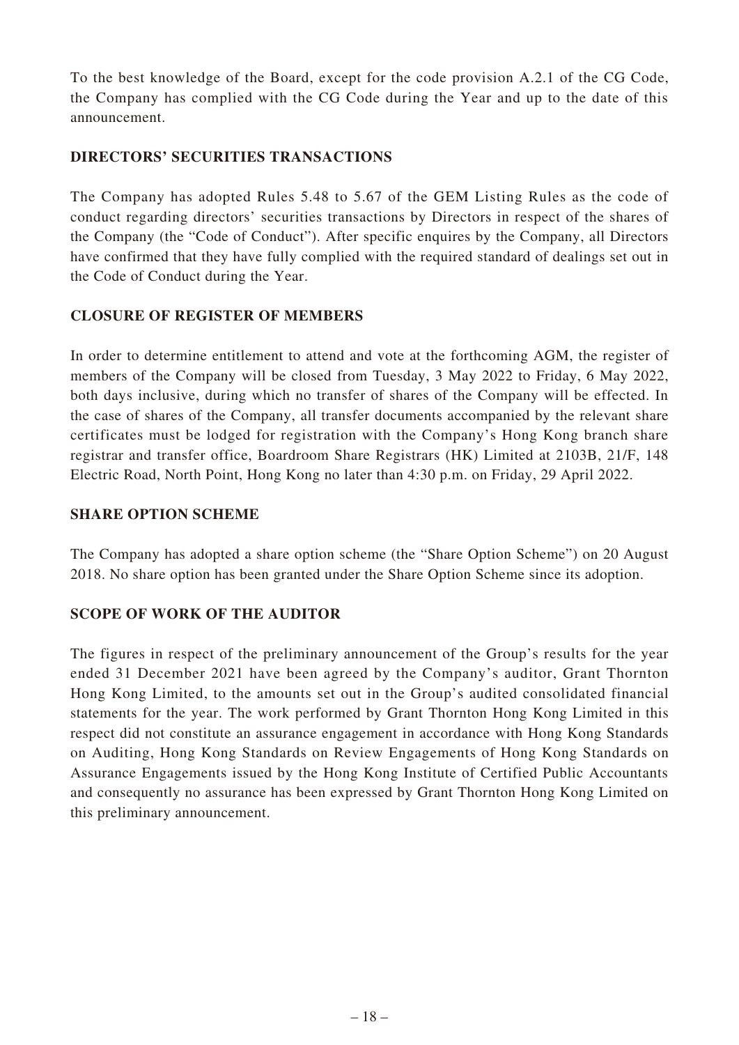To the best knowledge of the Board, except for the code provision A.2.1 of the CG Code, the Company has complied with the CG Code during the Year and up to the date of this announcement.

## DIRECTORS' SECURITIES TRANSACTIONS

The Company has adopted Rules 5.48 to 5.67 of the GEM Listing Rules as the code of conduct regarding directors' securities transactions by Directors in respect of the shares of the Company (the "Code of Conduct"). After specific enquires by the Company, all Directors have confirmed that they have fully complied with the required standard of dealings set out in the Code of Conduct during the Year.

## CLOSURE OF REGISTER OF MEMBERS

In order to determine entitlement to attend and vote at the forthcoming AGM, the register of members of the Company will be closed from Tuesday, 3 May 2022 to Friday, 6 May 2022, both days inclusive, during which no transfer of shares of the Company will be effected. In the case of shares of the Company, all transfer documents accompanied by the relevant share certificates must be lodged for registration with the Company's Hong Kong branch share registrar and transfer office, Boardroom Share Registrars (HK) Limited at 2103B, 21/F, 148 Electric Road, North Point, Hong Kong no later than 4:30 p.m. on Friday, 29 April 2022.

## SHARE OPTION SCHEME

The Company has adopted a share option scheme (the "Share Option Scheme") on 20 August 2018. No share option has been granted under the Share Option Scheme since its adoption.

## SCOPE OF WORK OF THE AUDITOR

The figures in respect of the preliminary announcement of the Group's results for the year ended 31 December 2021 have been agreed by the Company's auditor, Grant Thornton Hong Kong Limited, to the amounts set out in the Group's audited consolidated financial statements for the year. The work performed by Grant Thornton Hong Kong Limited in this respect did not constitute an assurance engagement in accordance with Hong Kong Standards on Auditing, Hong Kong Standards on Review Engagements of Hong Kong Standards on Assurance Engagements issued by the Hong Kong Institute of Certified Public Accountants and consequently no assurance has been expressed by Grant Thornton Hong Kong Limited on this preliminary announcement.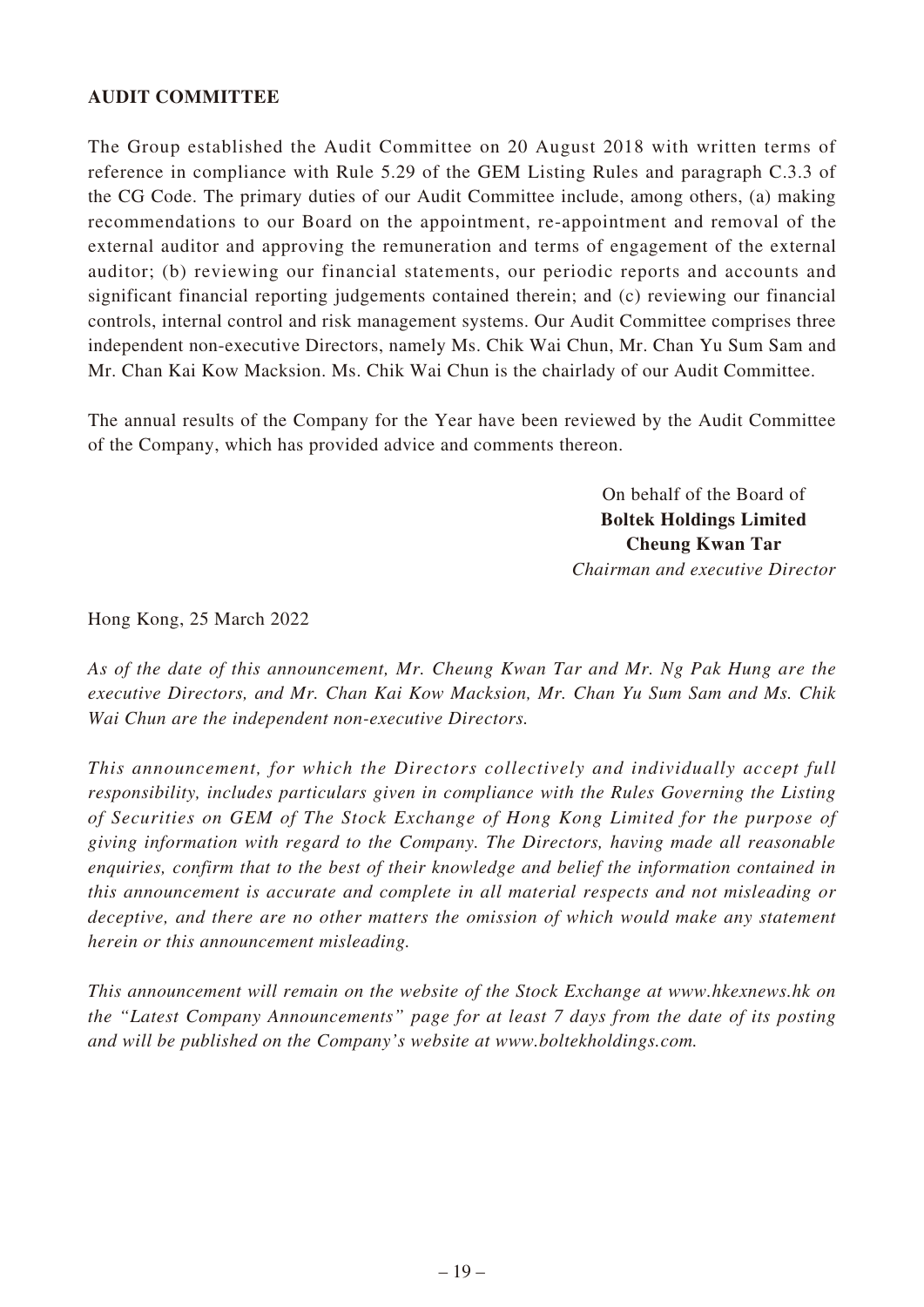## AUDIT COMMITTEE

The Group established the Audit Committee on 20 August 2018 with written terms of reference in compliance with Rule 5.29 of the GEM Listing Rules and paragraph C.3.3 of the CG Code. The primary duties of our Audit Committee include, among others, (a) making recommendations to our Board on the appointment, re-appointment and removal of the external auditor and approving the remuneration and terms of engagement of the external auditor; (b) reviewing our financial statements, our periodic reports and accounts and significant financial reporting judgements contained therein; and (c) reviewing our financial controls, internal control and risk management systems. Our Audit Committee comprises three independent non-executive Directors, namely Ms. Chik Wai Chun, Mr. Chan Yu Sum Sam and Mr. Chan Kai Kow Macksion. Ms. Chik Wai Chun is the chairlady of our Audit Committee.

The annual results of the Company for the Year have been reviewed by the Audit Committee of the Company, which has provided advice and comments thereon.

On behalf of the Board of
**Boltek Holdings Limited**
**Cheung Kwan Tar**
*Chairman and executive Director*

Hong Kong, 25 March 2022

*As of the date of this announcement, Mr. Cheung Kwan Tar and Mr. Ng Pak Hung are the executive Directors, and Mr. Chan Kai Kow Macksion, Mr. Chan Yu Sum Sam and Ms. Chik Wai Chun are the independent non-executive Directors.*

*This announcement, for which the Directors collectively and individually accept full responsibility, includes particulars given in compliance with the Rules Governing the Listing of Securities on GEM of The Stock Exchange of Hong Kong Limited for the purpose of giving information with regard to the Company. The Directors, having made all reasonable enquiries, confirm that to the best of their knowledge and belief the information contained in this announcement is accurate and complete in all material respects and not misleading or deceptive, and there are no other matters the omission of which would make any statement herein or this announcement misleading.*

*This announcement will remain on the website of the Stock Exchange at www.hkexnews.hk on the "Latest Company Announcements" page for at least 7 days from the date of its posting and will be published on the Company's website at www.boltekholdings.com.*